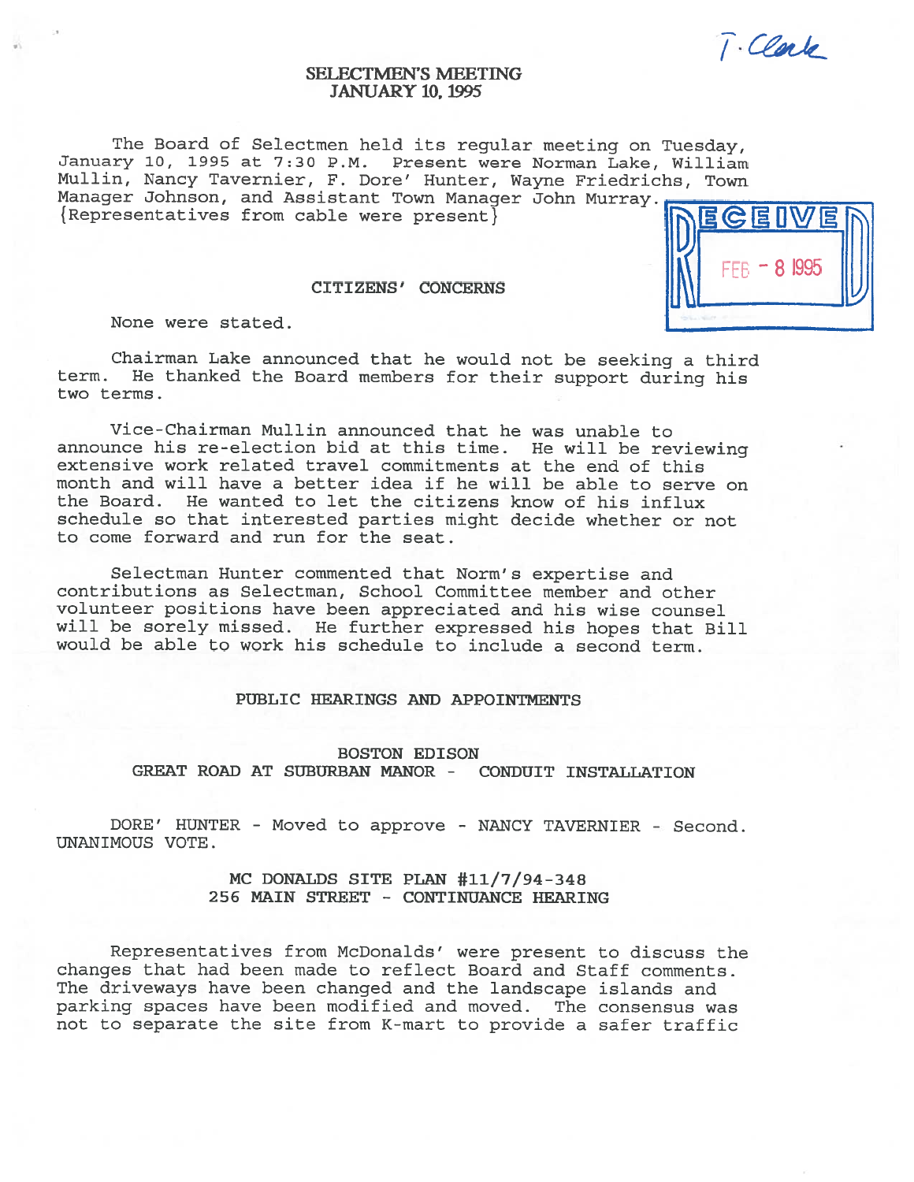T. Clark

# SELECTMEN'S MEETING
# JANUARY 10, 1995

The Board of Selectmen held its regular meeting on Tuesday, January 10, 1995 at 7:30 P.M. Present were Norman Lake, William Mullin, Nancy Tavernier, F. Dore' Hunter, Wayne Friedrichs, Town Manager Johnson, and Assistant Town Manager John Murray. {Representatives from cable were present}

RECEIVED FEB - 8 1995

## CITIZENS' CONCERNS

None were stated.

Chairman Lake announced that he would not be seeking a third term. He thanked the Board members for their support during his two terms.

Vice-Chairman Mullin announced that he was unable to announce his re-election bid at this time. He will be reviewing extensive work related travel commitments at the end of this month and will have a better idea if he will be able to serve on the Board. He wanted to let the citizens know of his influx schedule so that interested parties might decide whether or not to come forward and run for the seat.

Selectman Hunter commented that Norm's expertise and contributions as Selectman, School Committee member and other volunteer positions have been appreciated and his wise counsel will be sorely missed. He further expressed his hopes that Bill would be able to work his schedule to include a second term.

## PUBLIC HEARINGS AND APPOINTMENTS

### BOSTON EDISON
### GREAT ROAD AT SUBURBAN MANOR - CONDUIT INSTALLATION

DORE' HUNTER - Moved to approve - NANCY TAVERNIER - Second. UNANIMOUS VOTE.

### MC DONALDS SITE PLAN #11/7/94-348
### 256 MAIN STREET - CONTINUANCE HEARING

Representatives from McDonalds' were present to discuss the changes that had been made to reflect Board and Staff comments. The driveways have been changed and the landscape islands and parking spaces have been modified and moved. The consensus was not to separate the site from K-mart to provide a safer traffic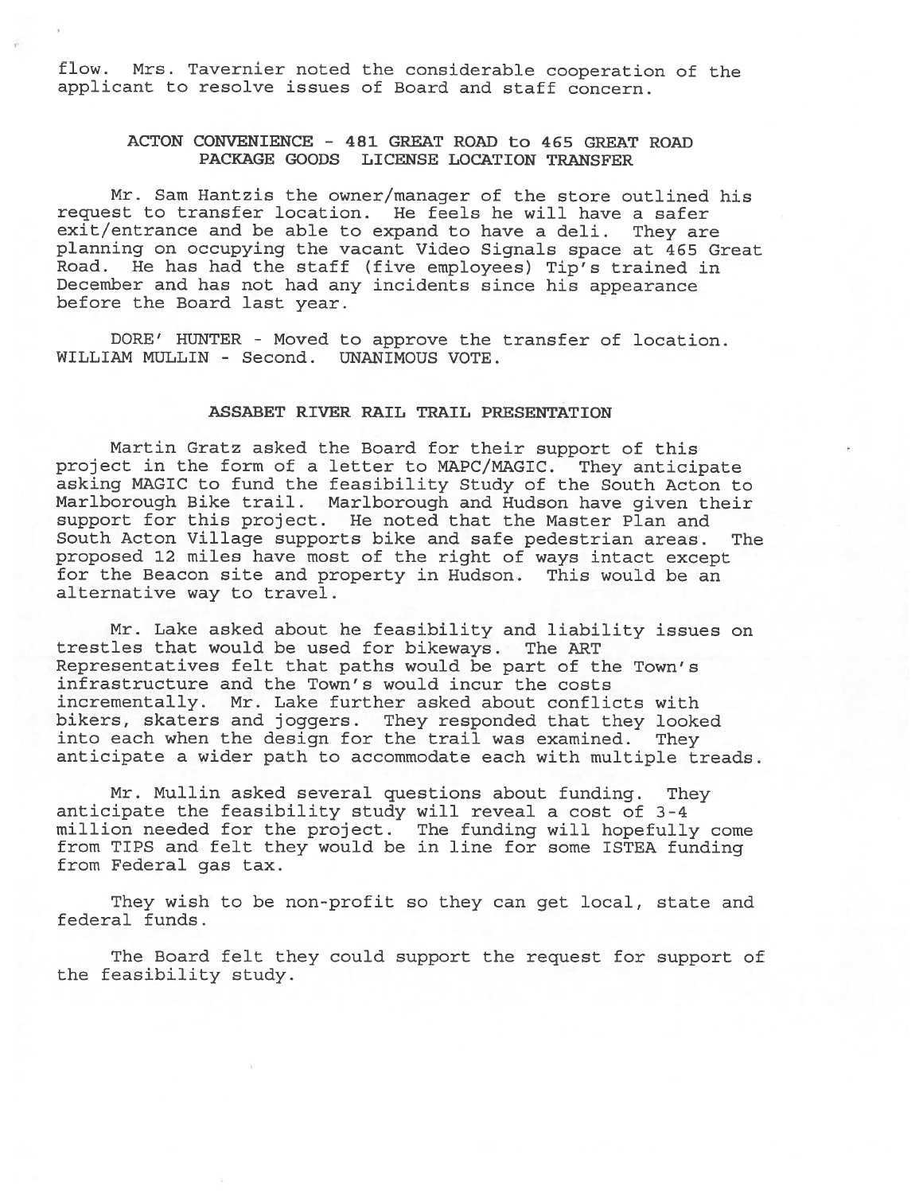flow. Mrs. Tavernier noted the considerable cooperation of the applicant to resolve issues of Board and staff concern.

## ACTON CONVENIENCE - 481 GREAT ROAD to 465 GREAT ROAD PACKAGE GOODS LICENSE LOCATION TRANSFER

Mr. Sam Hantzis the owner/manager of the store outlined his request to transfer location. He feels he will have a safer exit/entrance and be able to expand to have a deli. They are planning on occupying the vacant Video Signals space at 465 Great Road. He has had the staff (five employees) Tip's trained in December and has not had any incidents since his appearance before the Board last year.

DORE' HUNTER - Moved to approve the transfer of location. WILLIAM MULLIN - Second. UNANIMOUS VOTE.

## ASSABET RIVER RAIL TRAIL PRESENTATION

Martin Gratz asked the Board for their support of this project in the form of a letter to MAPC/MAGIC. They anticipate asking MAGIC to fund the feasibility Study of the South Acton to Marlborough Bike trail. Marlborough and Hudson have given their support for this project. He noted that the Master Plan and South Acton Village supports bike and safe pedestrian areas. The proposed 12 miles have most of the right of ways intact except for the Beacon site and property in Hudson. This would be an alternative way to travel.

Mr. Lake asked about he feasibility and liability issues on trestles that would be used for bikeways. The ART Representatives felt that paths would be part of the Town's infrastructure and the Town's would incur the costs incrementally. Mr. Lake further asked about conflicts with bikers, skaters and joggers. They responded that they looked into each when the design for the trail was examined. They anticipate a wider path to accommodate each with multiple treads.

Mr. Mullin asked several questions about funding. They anticipate the feasibility study will reveal a cost of 3-4 million needed for the project. The funding will hopefully come from TIPS and felt they would be in line for some ISTEA funding from Federal gas tax.

They wish to be non-profit so they can get local, state and federal funds.

The Board felt they could support the request for support of the feasibility study.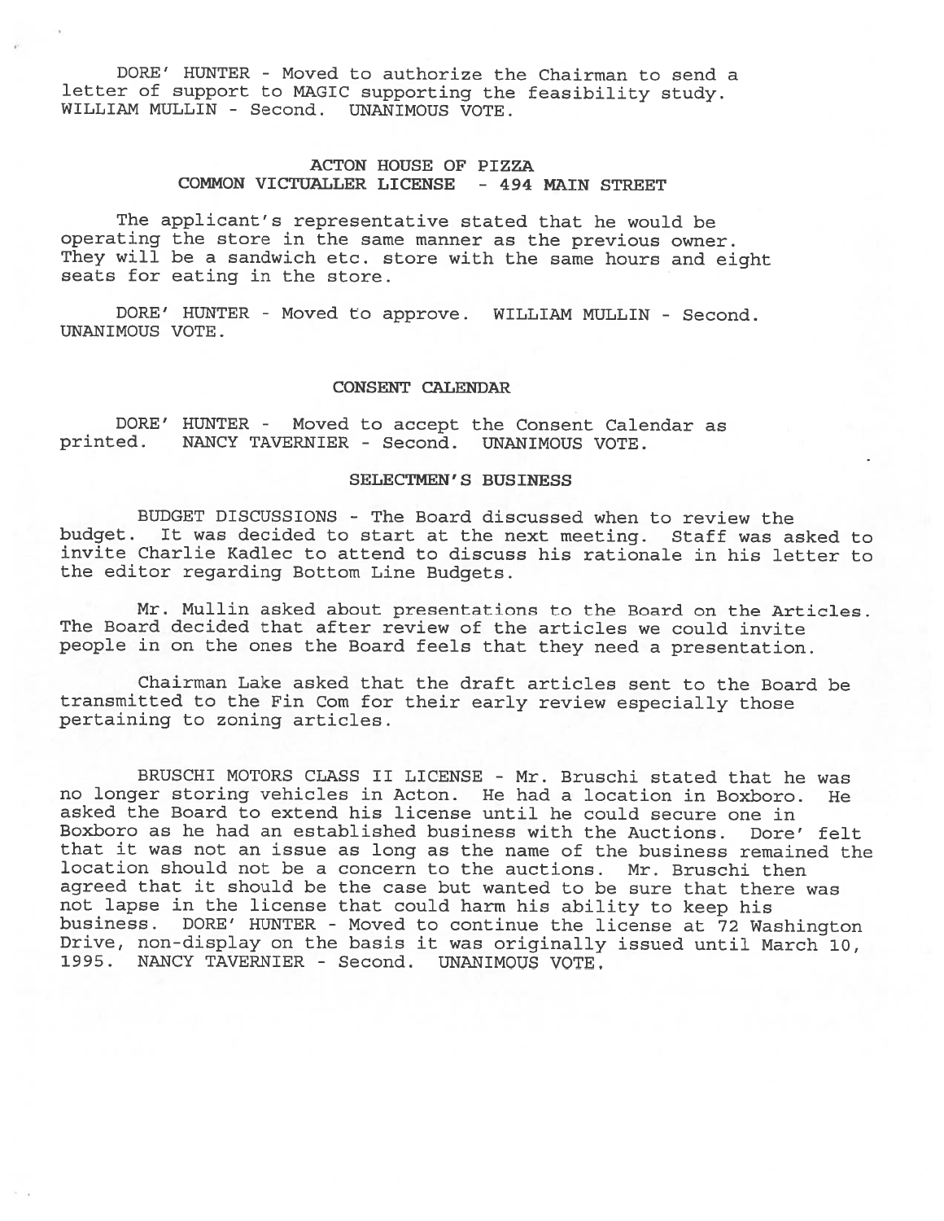DORE' HUNTER - Moved to authorize the Chairman to send a letter of support to MAGIC supporting the feasibility study. WILLIAM MULLIN - Second. UNANIMOUS VOTE.

## ACTON HOUSE OF PIZZA
## COMMON VICTUALLER LICENSE - 494 MAIN STREET

The applicant's representative stated that he would be operating the store in the same manner as the previous owner. They will be a sandwich etc. store with the same hours and eight seats for eating in the store.

DORE' HUNTER - Moved to approve. WILLIAM MULLIN - Second. UNANIMOUS VOTE.

## CONSENT CALENDAR

DORE' HUNTER - Moved to accept the Consent Calendar as printed. NANCY TAVERNIER - Second. UNANIMOUS VOTE.

## SELECTMEN'S BUSINESS

BUDGET DISCUSSIONS - The Board discussed when to review the budget. It was decided to start at the next meeting. Staff was asked to invite Charlie Kadlec to attend to discuss his rationale in his letter to the editor regarding Bottom Line Budgets.

Mr. Mullin asked about presentations to the Board on the Articles. The Board decided that after review of the articles we could invite people in on the ones the Board feels that they need a presentation.

Chairman Lake asked that the draft articles sent to the Board be transmitted to the Fin Com for their early review especially those pertaining to zoning articles.

BRUSCHI MOTORS CLASS II LICENSE - Mr. Bruschi stated that he was no longer storing vehicles in Acton. He had a location in Boxboro. He asked the Board to extend his license until he could secure one in Boxboro as he had an established business with the Auctions. Dore' felt that it was not an issue as long as the name of the business remained the location should not be a concern to the auctions. Mr. Bruschi then agreed that it should be the case but wanted to be sure that there was not lapse in the license that could harm his ability to keep his business. DORE' HUNTER - Moved to continue the license at 72 Washington Drive, non-display on the basis it was originally issued until March 10, 1995. NANCY TAVERNIER - Second. UNANIMOUS VOTE.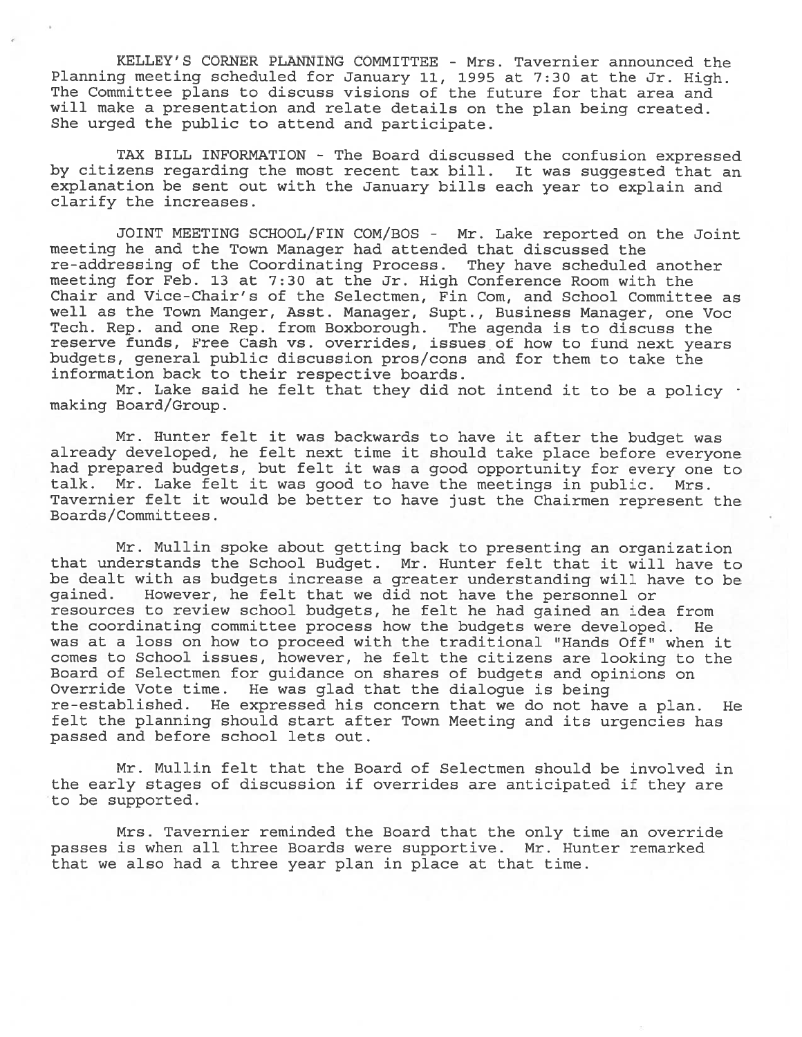KELLEY'S CORNER PLANNING COMMITTEE - Mrs. Tavernier announced the Planning meeting scheduled for January 11, 1995 at 7:30 at the Jr. High. The Committee plans to discuss visions of the future for that area and will make a presentation and relate details on the plan being created. She urged the public to attend and participate.

TAX BILL INFORMATION - The Board discussed the confusion expressed by citizens regarding the most recent tax bill. It was suggested that an explanation be sent out with the January bills each year to explain and clarify the increases.

JOINT MEETING SCHOOL/FIN COM/BOS - Mr. Lake reported on the Joint meeting he and the Town Manager had attended that discussed the re-addressing of the Coordinating Process. They have scheduled another meeting for Feb. 13 at 7:30 at the Jr. High Conference Room with the Chair and Vice-Chair's of the Selectmen, Fin Com, and School Committee as well as the Town Manger, Asst. Manager, Supt., Business Manager, one Voc Tech. Rep. and one Rep. from Boxborough. The agenda is to discuss the reserve funds, Free Cash vs. overrides, issues of how to fund next years budgets, general public discussion pros/cons and for them to take the information back to their respective boards.

Mr. Lake said he felt that they did not intend it to be a policy making Board/Group.

Mr. Hunter felt it was backwards to have it after the budget was already developed, he felt next time it should take place before everyone had prepared budgets, but felt it was a good opportunity for every one to talk. Mr. Lake felt it was good to have the meetings in public. Mrs. Tavernier felt it would be better to have just the Chairmen represent the Boards/Committees.

Mr. Mullin spoke about getting back to presenting an organization that understands the School Budget. Mr. Hunter felt that it will have to be dealt with as budgets increase a greater understanding will have to be gained. However, he felt that we did not have the personnel or resources to review school budgets, he felt he had gained an idea from the coordinating committee process how the budgets were developed. He was at a loss on how to proceed with the traditional "Hands Off" when it comes to School issues, however, he felt the citizens are looking to the Board of Selectmen for guidance on shares of budgets and opinions on Override Vote time. He was glad that the dialogue is being re-established. He expressed his concern that we do not have a plan. He felt the planning should start after Town Meeting and its urgencies has passed and before school lets out.

Mr. Mullin felt that the Board of Selectmen should be involved in the early stages of discussion if overrides are anticipated if they are to be supported.

Mrs. Tavernier reminded the Board that the only time an override passes is when all three Boards were supportive. Mr. Hunter remarked that we also had a three year plan in place at that time.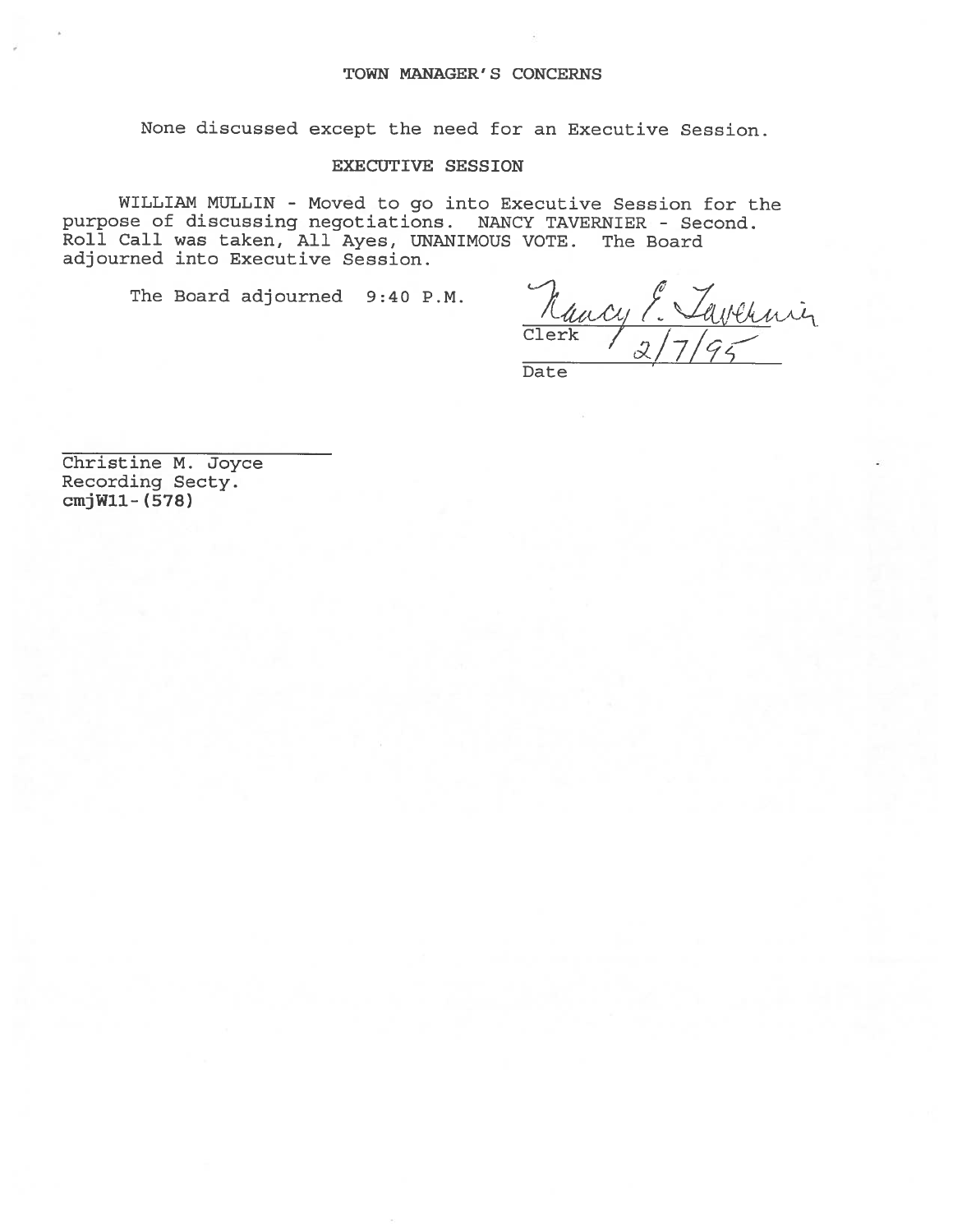## TOWN MANAGER'S CONCERNS

None discussed except the need for an Executive Session.

## EXECUTIVE SESSION

WILLIAM MULLIN - Moved to go into Executive Session for the purpose of discussing negotiations. NANCY TAVERNIER - Second. Roll Call was taken, All Ayes, UNANIMOUS VOTE. The Board adjourned into Executive Session.

The Board adjourned 9:40 P.M.

Nancy E. Tavernier
Clerk
2/7/95
Date

Christine M. Joyce
Recording Secty.
**cmjW11-(578)**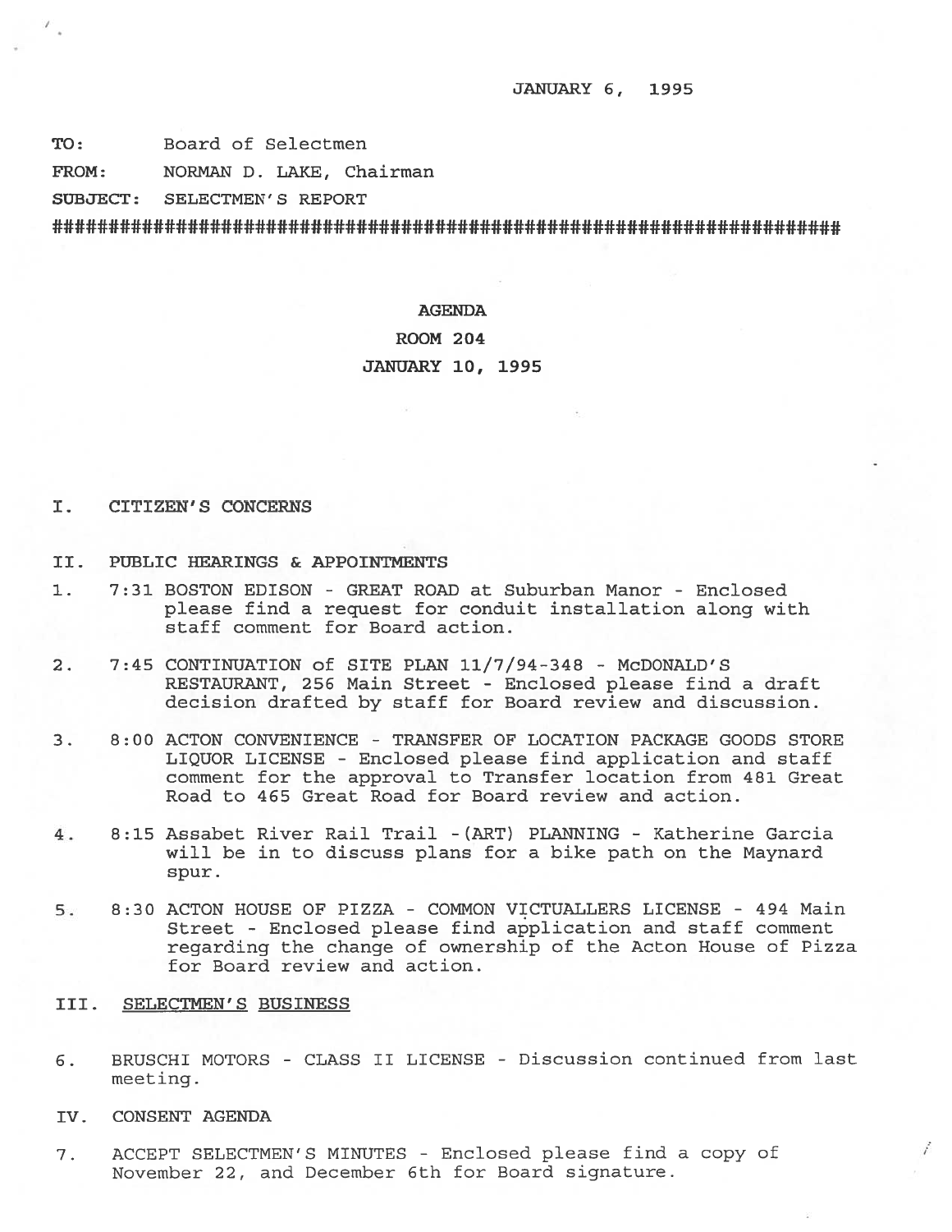JANUARY 6, 1995

**TO:** Board of Selectmen

**FROM:** NORMAN D. LAKE, Chairman

**SUBJECT:** SELECTMEN'S REPORT

##########################################################################

**AGENDA**

**ROOM 204**

**JANUARY 10, 1995**

I. CITIZEN'S CONCERNS

II. PUBLIC HEARINGS & APPOINTMENTS

1. 7:31 BOSTON EDISON - GREAT ROAD at Suburban Manor - Enclosed please find a request for conduit installation along with staff comment for Board action.

2. 7:45 CONTINUATION of SITE PLAN 11/7/94-348 - McDONALD'S RESTAURANT, 256 Main Street - Enclosed please find a draft decision drafted by staff for Board review and discussion.

3. 8:00 ACTON CONVENIENCE - TRANSFER OF LOCATION PACKAGE GOODS STORE LIQUOR LICENSE - Enclosed please find application and staff comment for the approval to Transfer location from 481 Great Road to 465 Great Road for Board review and action.

4. 8:15 Assabet River Rail Trail -(ART) PLANNING - Katherine Garcia will be in to discuss plans for a bike path on the Maynard spur.

5. 8:30 ACTON HOUSE OF PIZZA - COMMON VICTUALLERS LICENSE - 494 Main Street - Enclosed please find application and staff comment regarding the change of ownership of the Acton House of Pizza for Board review and action.

III. SELECTMEN'S BUSINESS

6. BRUSCHI MOTORS - CLASS II LICENSE - Discussion continued from last meeting.

IV. CONSENT AGENDA

7. ACCEPT SELECTMEN'S MINUTES - Enclosed please find a copy of November 22, and December 6th for Board signature.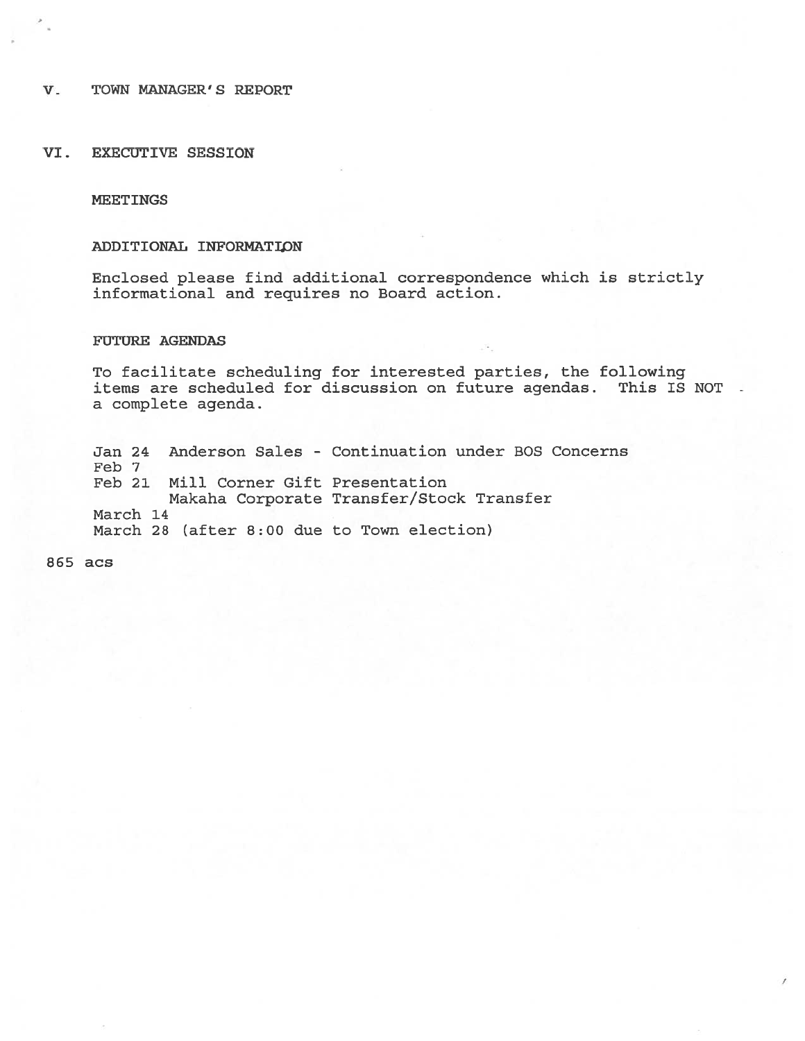## V. TOWN MANAGER'S REPORT

## VI. EXECUTIVE SESSION

### MEETINGS

### ADDITIONAL INFORMATION

Enclosed please find additional correspondence which is strictly informational and requires no Board action.

### FUTURE AGENDAS

To facilitate scheduling for interested parties, the following items are scheduled for discussion on future agendas. This IS NOT a complete agenda.

| | |
|---|---|
| Jan 24 | Anderson Sales - Continuation under BOS Concerns |
| Feb 7 | |
| Feb 21 | Mill Corner Gift Presentation |
| | Makaha Corporate Transfer/Stock Transfer |
| March 14 | |
| March 28 (after 8:00 due to Town election) | |

865 acs